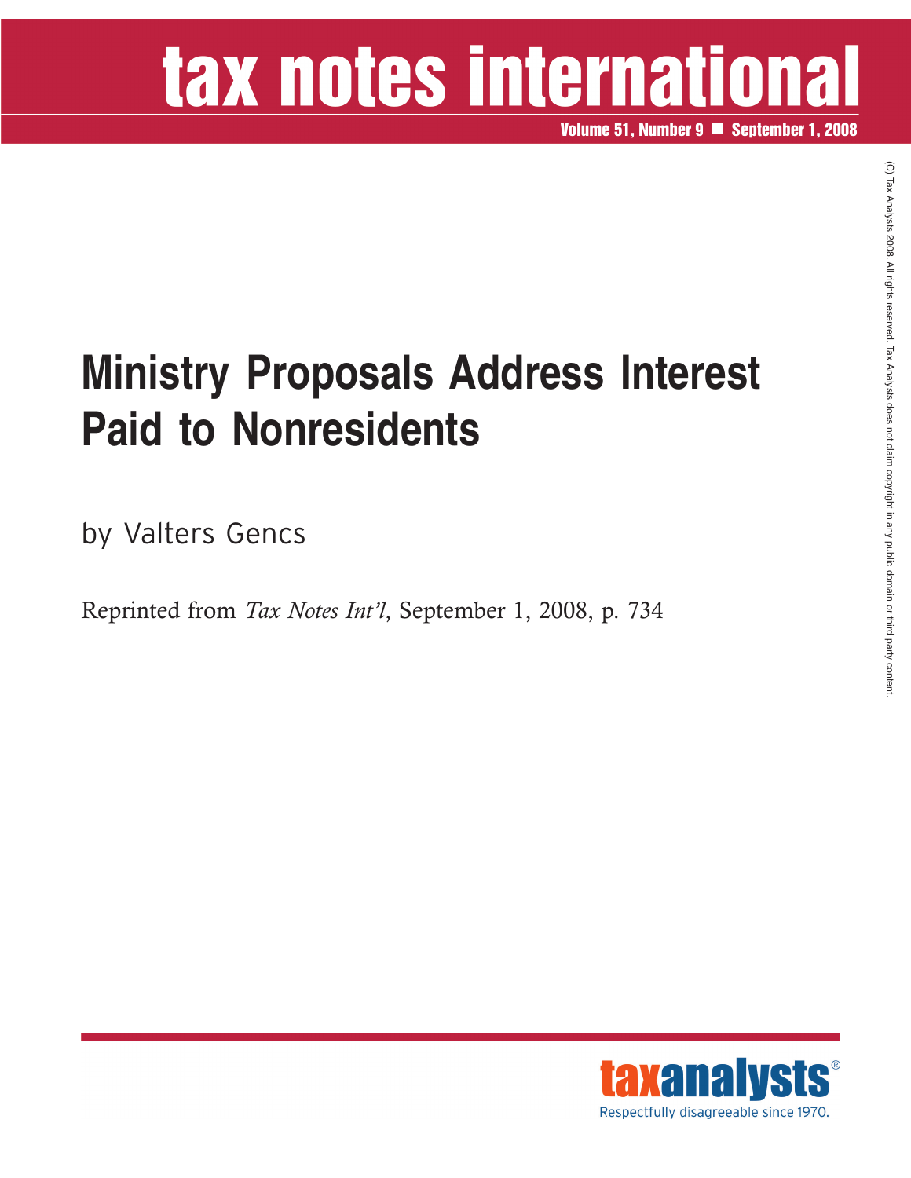# tax notes international

**Volume 51, Number 9 ■ September 1, 2008**

# Ministry Proposals Address Interest Paid to Nonresidents

by Valters Gencs

Reprinted from *Tax Notes Int'l*, September 1, 2008, p. 734

(C) Tax Analysts 2008. All rights reserved. Tax Analysts does not claim copyright in any public domain or third party content.

taxanalysts®

Respectfully disagreeable since 1970.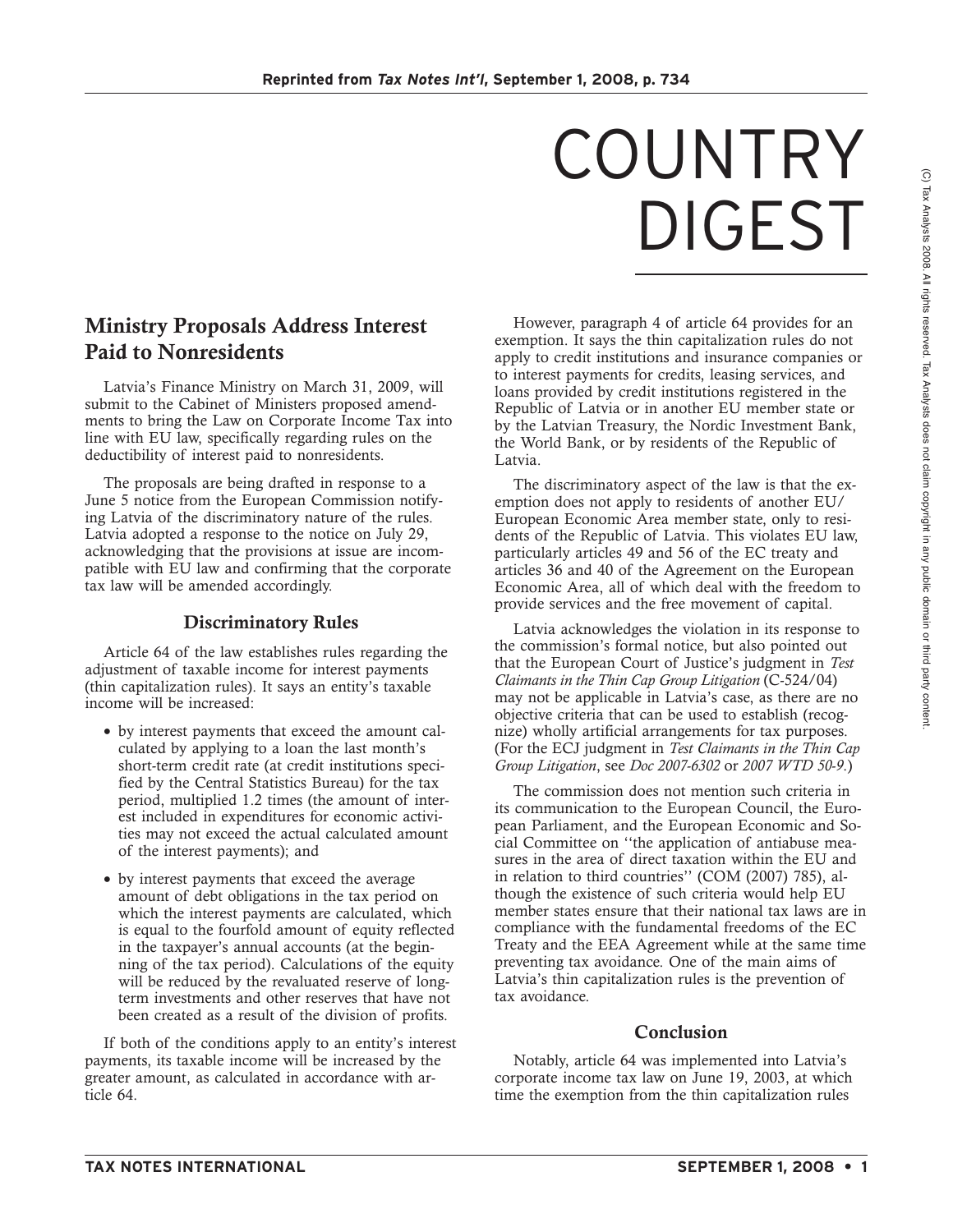# COUNTRY DIGEST

## Ministry Proposals Address Interest Paid to Nonresidents

Latvia's Finance Ministry on March 31, 2009, will submit to the Cabinet of Ministers proposed amendments to bring the Law on Corporate Income Tax into line with EU law, specifically regarding rules on the deductibility of interest paid to nonresidents.

The proposals are being drafted in response to a June 5 notice from the European Commission notifying Latvia of the discriminatory nature of the rules. Latvia adopted a response to the notice on July 29, acknowledging that the provisions at issue are incompatible with EU law and confirming that the corporate tax law will be amended accordingly.

### Discriminatory Rules

Article 64 of the law establishes rules regarding the adjustment of taxable income for interest payments (thin capitalization rules). It says an entity's taxable income will be increased:

- by interest payments that exceed the amount calculated by applying to a loan the last month's short-term credit rate (at credit institutions specified by the Central Statistics Bureau) for the tax period, multiplied 1.2 times (the amount of interest included in expenditures for economic activities may not exceed the actual calculated amount of the interest payments); and
- by interest payments that exceed the average amount of debt obligations in the tax period on which the interest payments are calculated, which is equal to the fourfold amount of equity reflected in the taxpayer's annual accounts (at the beginning of the tax period). Calculations of the equity will be reduced by the revaluated reserve of long-term investments and other reserves that have not been created as a result of the division of profits.

If both of the conditions apply to an entity's interest payments, its taxable income will be increased by the greater amount, as calculated in accordance with article 64.

However, paragraph 4 of article 64 provides for an exemption. It says the thin capitalization rules do not apply to credit institutions and insurance companies or to interest payments for credits, leasing services, and loans provided by credit institutions registered in the Republic of Latvia or in another EU member state or by the Latvian Treasury, the Nordic Investment Bank, the World Bank, or by residents of the Republic of Latvia.

The discriminatory aspect of the law is that the exemption does not apply to residents of another EU/European Economic Area member state, only to residents of the Republic of Latvia. This violates EU law, particularly articles 49 and 56 of the EC treaty and articles 36 and 40 of the Agreement on the European Economic Area, all of which deal with the freedom to provide services and the free movement of capital.

Latvia acknowledges the violation in its response to the commission's formal notice, but also pointed out that the European Court of Justice's judgment in *Test Claimants in the Thin Cap Group Litigation* (C-524/04) may not be applicable in Latvia's case, as there are no objective criteria that can be used to establish (recognize) wholly artificial arrangements for tax purposes. (For the ECJ judgment in *Test Claimants in the Thin Cap Group Litigation*, see *Doc 2007-6302* or *2007 WTD 50-9*.)

The commission does not mention such criteria in its communication to the European Council, the European Parliament, and the European Economic and Social Committee on ''the application of antiabuse measures in the area of direct taxation within the EU and in relation to third countries'' (COM (2007) 785), although the existence of such criteria would help EU member states ensure that their national tax laws are in compliance with the fundamental freedoms of the EC Treaty and the EEA Agreement while at the same time preventing tax avoidance. One of the main aims of Latvia's thin capitalization rules is the prevention of tax avoidance.

### Conclusion

Notably, article 64 was implemented into Latvia's corporate income tax law on June 19, 2003, at which time the exemption from the thin capitalization rules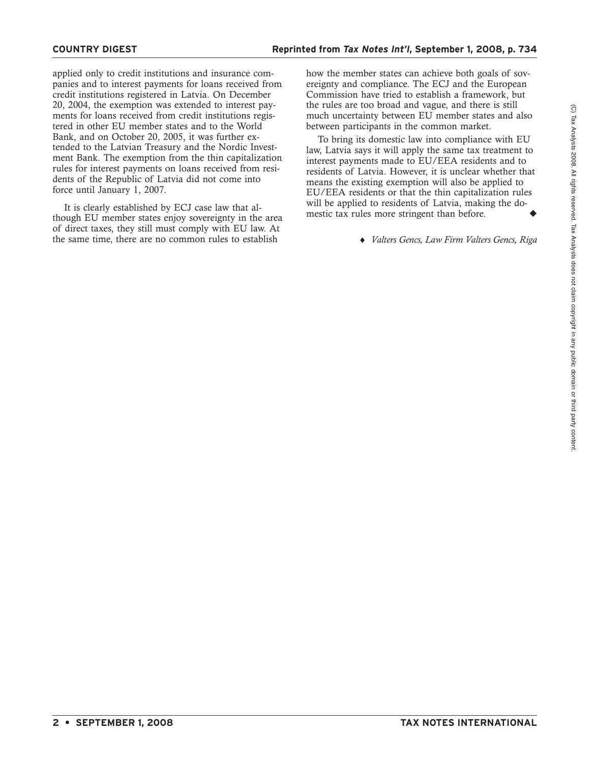applied only to credit institutions and insurance companies and to interest payments for loans received from credit institutions registered in Latvia. On December 20, 2004, the exemption was extended to interest payments for loans received from credit institutions registered in other EU member states and to the World Bank, and on October 20, 2005, it was further extended to the Latvian Treasury and the Nordic Investment Bank. The exemption from the thin capitalization rules for interest payments on loans received from residents of the Republic of Latvia did not come into force until January 1, 2007.

It is clearly established by ECJ case law that although EU member states enjoy sovereignty in the area of direct taxes, they still must comply with EU law. At the same time, there are no common rules to establish how the member states can achieve both goals of sovereignty and compliance. The ECJ and the European Commission have tried to establish a framework, but the rules are too broad and vague, and there is still much uncertainty between EU member states and also between participants in the common market.

To bring its domestic law into compliance with EU law, Latvia says it will apply the same tax treatment to interest payments made to EU/EEA residents and to residents of Latvia. However, it is unclear whether that means the existing exemption will also be applied to EU/EEA residents or that the thin capitalization rules will be applied to residents of Latvia, making the domestic tax rules more stringent than before. ◆

♦ *Valters Gencs, Law Firm Valters Gencs, Riga*